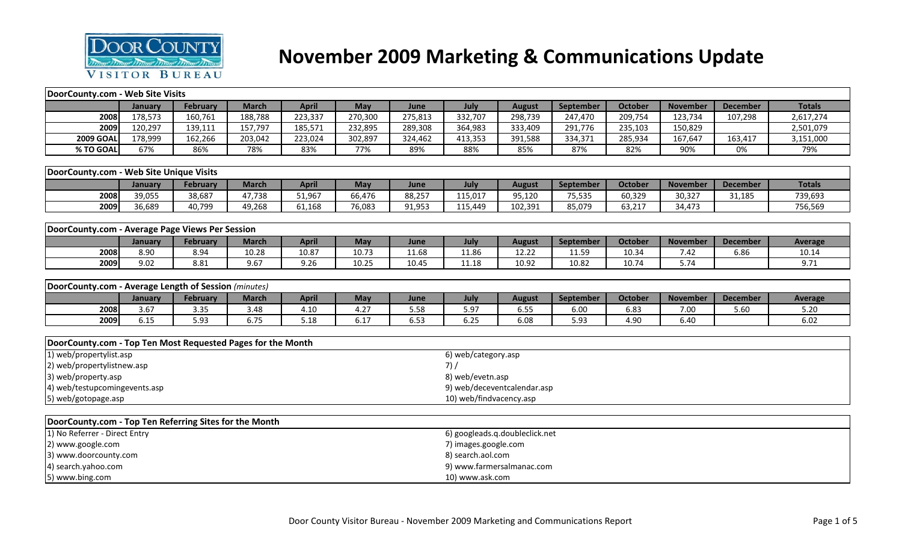# November 2009 Marketing & Communications Update

Door County Visitor Bureau

| DoorCounty.com - Web Site Visits | | | | | | | | | | | | | |
|---|---|---|---|---|---|---|---|---|---|---|---|---|---|
| | January | February | March | April | May | June | July | August | September | October | November | December | Totals |
| 2008 | 178,573 | 160,761 | 188,788 | 223,337 | 270,300 | 275,813 | 332,707 | 298,739 | 247,470 | 209,754 | 123,734 | 107,298 | 2,617,274 |
| 2009 | 120,297 | 139,111 | 157,797 | 185,571 | 232,895 | 289,308 | 364,983 | 333,409 | 291,776 | 235,103 | 150,829 | | 2,501,079 |
| 2009 GOAL | 178,999 | 162,266 | 203,042 | 223,024 | 302,897 | 324,462 | 413,353 | 391,588 | 334,371 | 285,934 | 167,647 | 163,417 | 3,151,000 |
| % TO GOAL | 67% | 86% | 78% | 83% | 77% | 89% | 88% | 85% | 87% | 82% | 90% | 0% | 79% |

| DoorCounty.com - Web Site Unique Visits | | | | | | | | | | | | | |
|---|---|---|---|---|---|---|---|---|---|---|---|---|---|
| | January | February | March | April | May | June | July | August | September | October | November | December | Totals |
| 2008 | 39,055 | 38,687 | 47,738 | 51,967 | 66,476 | 88,257 | 115,017 | 95,120 | 75,535 | 60,329 | 30,327 | 31,185 | 739,693 |
| 2009 | 36,689 | 40,799 | 49,268 | 61,168 | 76,083 | 91,953 | 115,449 | 102,391 | 85,079 | 63,217 | 34,473 | | 756,569 |

| DoorCounty.com - Average Page Views Per Session | | | | | | | | | | | | | |
|---|---|---|---|---|---|---|---|---|---|---|---|---|---|
| | January | February | March | April | May | June | July | August | September | October | November | December | Average |
| 2008 | 8.90 | 8.94 | 10.28 | 10.87 | 10.73 | 11.68 | 11.86 | 12.22 | 11.59 | 10.34 | 7.42 | 6.86 | 10.14 |
| 2009 | 9.02 | 8.81 | 9.67 | 9.26 | 10.25 | 10.45 | 11.18 | 10.92 | 10.82 | 10.74 | 5.74 | | 9.71 |

| DoorCounty.com - Average Length of Session *(minutes)* | | | | | | | | | | | | | |
|---|---|---|---|---|---|---|---|---|---|---|---|---|---|
| | January | February | March | April | May | June | July | August | September | October | November | December | Average |
| 2008 | 3.67 | 3.35 | 3.48 | 4.10 | 4.27 | 5.58 | 5.97 | 6.55 | 6.00 | 6.83 | 7.00 | 5.60 | 5.20 |
| 2009 | 6.15 | 5.93 | 6.75 | 5.18 | 6.17 | 6.53 | 6.25 | 6.08 | 5.93 | 4.90 | 6.40 | | 6.02 |

**DoorCounty.com - Top Ten Most Requested Pages for the Month**

1) web/propertylist.asp
2) web/propertylistnew.asp
3) web/property.asp
4) web/testupcomingevents.asp
5) web/gotopage.asp
6) web/category.asp
7) /
8) web/evetn.asp
9) web/deceventcalendar.asp
10) web/findvacency.asp

**DoorCounty.com - Top Ten Referring Sites for the Month**

1) No Referrer - Direct Entry
2) www.google.com
3) www.doorcounty.com
4) search.yahoo.com
5) www.bing.com
6) googleads.g.doubleclick.net
7) images.google.com
8) search.aol.com
9) www.farmersalmanac.com
10) www.ask.com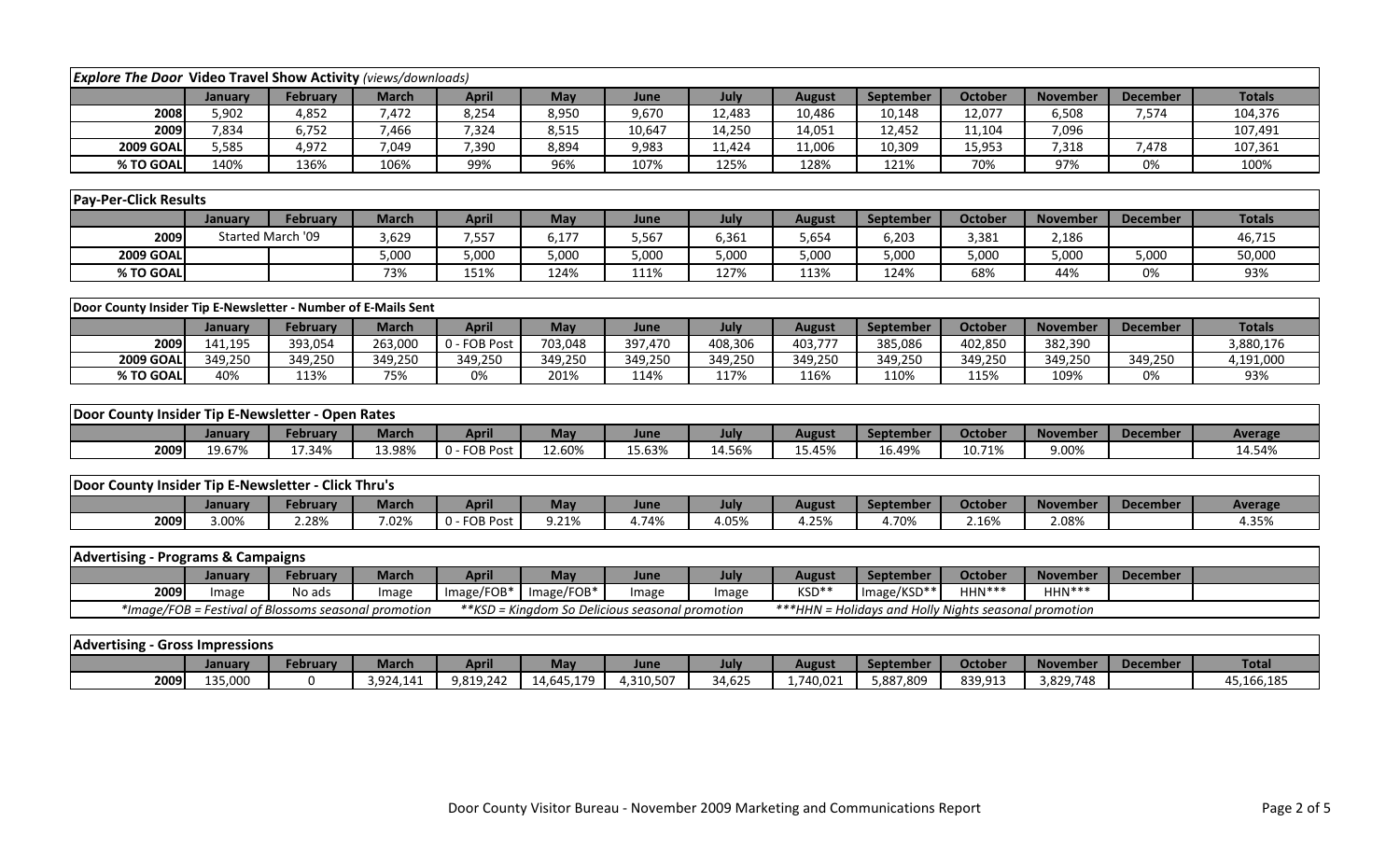## *Explore The Door* Video Travel Show Activity *(views/downloads)*

| | January | February | March | April | May | June | July | August | September | October | November | December | Totals |
|---|---|---|---|---|---|---|---|---|---|---|---|---|---|
| 2008 | 5,902 | 4,852 | 7,472 | 8,254 | 8,950 | 9,670 | 12,483 | 10,486 | 10,148 | 12,077 | 6,508 | 7,574 | 104,376 |
| 2009 | 7,834 | 6,752 | 7,466 | 7,324 | 8,515 | 10,647 | 14,250 | 14,051 | 12,452 | 11,104 | 7,096 | | 107,491 |
| 2009 GOAL | 5,585 | 4,972 | 7,049 | 7,390 | 8,894 | 9,983 | 11,424 | 11,006 | 10,309 | 15,953 | 7,318 | 7,478 | 107,361 |
| % TO GOAL | 140% | 136% | 106% | 99% | 96% | 107% | 125% | 128% | 121% | 70% | 97% | 0% | 100% |

## Pay-Per-Click Results

| | January | February | March | April | May | June | July | August | September | October | November | December | Totals |
|---|---|---|---|---|---|---|---|---|---|---|---|---|---|
| 2009 | Started March '09 | | 3,629 | 7,557 | 6,177 | 5,567 | 6,361 | 5,654 | 6,203 | 3,381 | 2,186 | | 46,715 |
| 2009 GOAL | | | 5,000 | 5,000 | 5,000 | 5,000 | 5,000 | 5,000 | 5,000 | 5,000 | 5,000 | 5,000 | 50,000 |
| % TO GOAL | | | 73% | 151% | 124% | 111% | 127% | 113% | 124% | 68% | 44% | 0% | 93% |

## Door County Insider Tip E-Newsletter - Number of E-Mails Sent

| | January | February | March | April | May | June | July | August | September | October | November | December | Totals |
|---|---|---|---|---|---|---|---|---|---|---|---|---|---|
| 2009 | 141,195 | 393,054 | 263,000 | 0 - FOB Post | 703,048 | 397,470 | 408,306 | 403,777 | 385,086 | 402,850 | 382,390 | | 3,880,176 |
| 2009 GOAL | 349,250 | 349,250 | 349,250 | 349,250 | 349,250 | 349,250 | 349,250 | 349,250 | 349,250 | 349,250 | 349,250 | 349,250 | 4,191,000 |
| % TO GOAL | 40% | 113% | 75% | 0% | 201% | 114% | 117% | 116% | 110% | 115% | 109% | 0% | 93% |

## Door County Insider Tip E-Newsletter - Open Rates

| | January | February | March | April | May | June | July | August | September | October | November | December | Average |
|---|---|---|---|---|---|---|---|---|---|---|---|---|---|
| 2009 | 19.67% | 17.34% | 13.98% | 0 - FOB Post | 12.60% | 15.63% | 14.56% | 15.45% | 16.49% | 10.71% | 9.00% | | 14.54% |

## Door County Insider Tip E-Newsletter - Click Thru's

| | January | February | March | April | May | June | July | August | September | October | November | December | Average |
|---|---|---|---|---|---|---|---|---|---|---|---|---|---|
| 2009 | 3.00% | 2.28% | 7.02% | 0 - FOB Post | 9.21% | 4.74% | 4.05% | 4.25% | 4.70% | 2.16% | 2.08% | | 4.35% |

## Advertising - Programs & Campaigns

| | January | February | March | April | May | June | July | August | September | October | November | December |
|---|---|---|---|---|---|---|---|---|---|---|---|---|
| 2009 | Image | No ads | Image | Image/FOB* | Image/FOB* | Image | Image | KSD** | Image/KSD** | HHN*** | HHN*** | |

*Image/FOB = Festival of Blossoms seasonal promotion　　**KSD = Kingdom So Delicious seasonal promotion　　***HHN = Holidays and Holly Nights seasonal promotion

## Advertising - Gross Impressions

| | January | February | March | April | May | June | July | August | September | October | November | December | Total |
|---|---|---|---|---|---|---|---|---|---|---|---|---|---|
| 2009 | 135,000 | 0 | 3,924,141 | 9,819,242 | 14,645,179 | 4,310,507 | 34,625 | 1,740,021 | 5,887,809 | 839,913 | 3,829,748 | | 45,166,185 |

Door County Visitor Bureau - November 2009 Marketing and Communications Report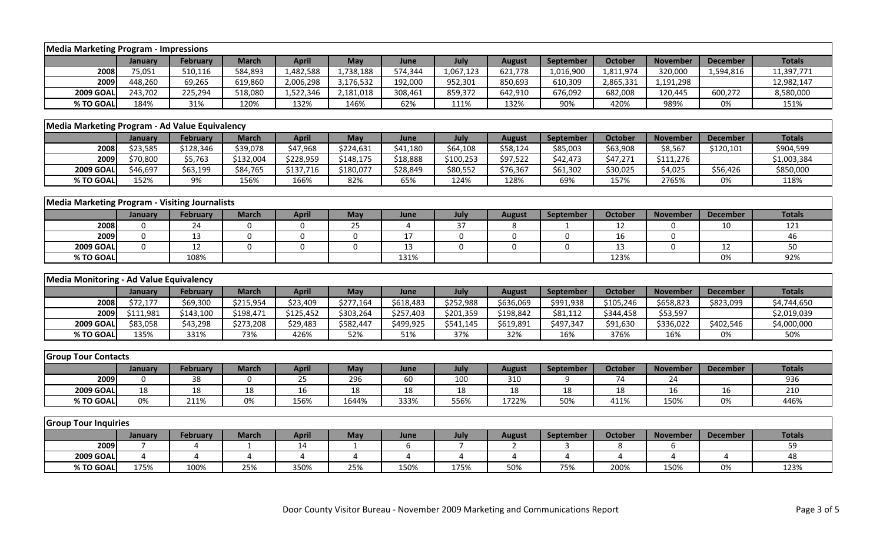| Media Marketing Program - Impressions | | | | | | | | | | | | | |
|---|---|---|---|---|---|---|---|---|---|---|---|---|---|
| | January | February | March | April | May | June | July | August | September | October | November | December | Totals |
| 2008 | 75,051 | 510,116 | 584,893 | 1,482,588 | 1,738,188 | 574,344 | 1,067,123 | 621,778 | 1,016,900 | 1,811,974 | 320,000 | 1,594,816 | 11,397,771 |
| 2009 | 448,260 | 69,265 | 619,860 | 2,006,298 | 3,176,532 | 192,000 | 952,301 | 850,693 | 610,309 | 2,865,331 | 1,191,298 | | 12,982,147 |
| 2009 GOAL | 243,702 | 225,294 | 518,080 | 1,522,346 | 2,181,018 | 308,461 | 859,372 | 642,910 | 676,092 | 682,008 | 120,445 | 600,272 | 8,580,000 |
| % TO GOAL | 184% | 31% | 120% | 132% | 146% | 62% | 111% | 132% | 90% | 420% | 989% | 0% | 151% |

| Media Marketing Program - Ad Value Equivalency | | | | | | | | | | | | | |
|---|---|---|---|---|---|---|---|---|---|---|---|---|---|
| | January | February | March | April | May | June | July | August | September | October | November | December | Totals |
| 2008 | $23,585 | $128,346 | $39,078 | $47,968 | $224,631 | $41,180 | $64,108 | $58,124 | $85,003 | $63,908 | $8,567 | $120,101 | $904,599 |
| 2009 | $70,800 | $5,763 | $132,004 | $228,959 | $148,175 | $18,888 | $100,253 | $97,522 | $42,473 | $47,271 | $111,276 | | $1,003,384 |
| 2009 GOAL | $46,697 | $63,199 | $84,765 | $137,716 | $180,077 | $28,849 | $80,552 | $76,367 | $61,302 | $30,025 | $4,025 | $56,426 | $850,000 |
| % TO GOAL | 152% | 9% | 156% | 166% | 82% | 65% | 124% | 128% | 69% | 157% | 2765% | 0% | 118% |

| Media Marketing Program - Visiting Journalists | | | | | | | | | | | | | |
|---|---|---|---|---|---|---|---|---|---|---|---|---|---|
| | January | February | March | April | May | June | July | August | September | October | November | December | Totals |
| 2008 | 0 | 24 | 0 | 0 | 25 | 4 | 37 | 8 | 1 | 12 | 0 | 10 | 121 |
| 2009 | 0 | 13 | 0 | 0 | 0 | 17 | 0 | 0 | 0 | 16 | 0 | | 46 |
| 2009 GOAL | 0 | 12 | 0 | 0 | 0 | 13 | 0 | 0 | 0 | 13 | 0 | 12 | 50 |
| % TO GOAL | | 108% | | | | 131% | | | | 123% | | 0% | 92% |

| Media Monitoring - Ad Value Equivalency | | | | | | | | | | | | | |
|---|---|---|---|---|---|---|---|---|---|---|---|---|---|
| | January | February | March | April | May | June | July | August | September | October | November | December | Totals |
| 2008 | $72,177 | $69,300 | $215,954 | $23,409 | $277,164 | $618,483 | $252,988 | $636,069 | $991,938 | $105,246 | $658,823 | $823,099 | $4,744,650 |
| 2009 | $111,981 | $143,100 | $198,471 | $125,452 | $303,264 | $257,403 | $201,359 | $198,842 | $81,112 | $344,458 | $53,597 | | $2,019,039 |
| 2009 GOAL | $83,058 | $43,298 | $273,208 | $29,483 | $582,447 | $499,925 | $541,145 | $619,891 | $497,347 | $91,630 | $336,022 | $402,546 | $4,000,000 |
| % TO GOAL | 135% | 331% | 73% | 426% | 52% | 51% | 37% | 32% | 16% | 376% | 16% | 0% | 50% |

| Group Tour Contacts | | | | | | | | | | | | | |
|---|---|---|---|---|---|---|---|---|---|---|---|---|---|
| | January | February | March | April | May | June | July | August | September | October | November | December | Totals |
| 2009 | 0 | 38 | 0 | 25 | 296 | 60 | 100 | 310 | 9 | 74 | 24 | | 936 |
| 2009 GOAL | 18 | 18 | 18 | 16 | 18 | 18 | 18 | 18 | 18 | 18 | 16 | 16 | 210 |
| % TO GOAL | 0% | 211% | 0% | 156% | 1644% | 333% | 556% | 1722% | 50% | 411% | 150% | 0% | 446% |

| Group Tour Inquiries | | | | | | | | | | | | | |
|---|---|---|---|---|---|---|---|---|---|---|---|---|---|
| | January | February | March | April | May | June | July | August | September | October | November | December | Totals |
| 2009 | 7 | 4 | 1 | 14 | 1 | 6 | 7 | 2 | 3 | 8 | 6 | | 59 |
| 2009 GOAL | 4 | 4 | 4 | 4 | 4 | 4 | 4 | 4 | 4 | 4 | 4 | 4 | 48 |
| % TO GOAL | 175% | 100% | 25% | 350% | 25% | 150% | 175% | 50% | 75% | 200% | 150% | 0% | 123% |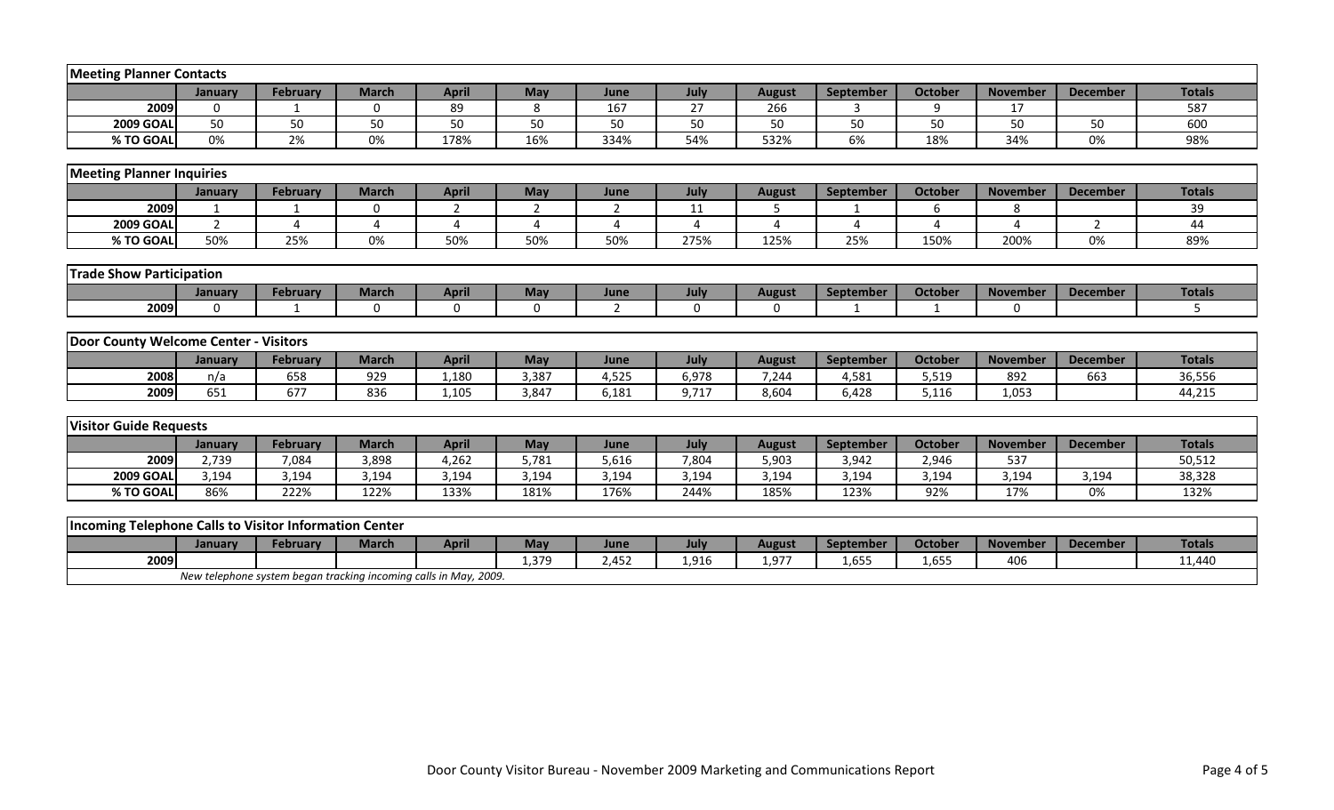**Meeting Planner Contacts**

| | January | February | March | April | May | June | July | August | September | October | November | December | Totals |
|---|---|---|---|---|---|---|---|---|---|---|---|---|---|
| **2009** | 0 | 1 | 0 | 89 | 8 | 167 | 27 | 266 | 3 | 9 | 17 | | 587 |
| **2009 GOAL** | 50 | 50 | 50 | 50 | 50 | 50 | 50 | 50 | 50 | 50 | 50 | 50 | 600 |
| **% TO GOAL** | 0% | 2% | 0% | 178% | 16% | 334% | 54% | 532% | 6% | 18% | 34% | 0% | 98% |

**Meeting Planner Inquiries**

| | January | February | March | April | May | June | July | August | September | October | November | December | Totals |
|---|---|---|---|---|---|---|---|---|---|---|---|---|---|
| **2009** | 1 | 1 | 0 | 2 | 2 | 2 | 11 | 5 | 1 | 6 | 8 | | 39 |
| **2009 GOAL** | 2 | 4 | 4 | 4 | 4 | 4 | 4 | 4 | 4 | 4 | 4 | 2 | 44 |
| **% TO GOAL** | 50% | 25% | 0% | 50% | 50% | 50% | 275% | 125% | 25% | 150% | 200% | 0% | 89% |

**Trade Show Participation**

| | January | February | March | April | May | June | July | August | September | October | November | December | Totals |
|---|---|---|---|---|---|---|---|---|---|---|---|---|---|
| **2009** | 0 | 1 | 0 | 0 | 0 | 2 | 0 | 0 | 1 | 1 | 0 | | 5 |

**Door County Welcome Center - Visitors**

| | January | February | March | April | May | June | July | August | September | October | November | December | Totals |
|---|---|---|---|---|---|---|---|---|---|---|---|---|---|
| **2008** | n/a | 658 | 929 | 1,180 | 3,387 | 4,525 | 6,978 | 7,244 | 4,581 | 5,519 | 892 | 663 | 36,556 |
| **2009** | 651 | 677 | 836 | 1,105 | 3,847 | 6,181 | 9,717 | 8,604 | 6,428 | 5,116 | 1,053 | | 44,215 |

**Visitor Guide Requests**

| | January | February | March | April | May | June | July | August | September | October | November | December | Totals |
|---|---|---|---|---|---|---|---|---|---|---|---|---|---|
| **2009** | 2,739 | 7,084 | 3,898 | 4,262 | 5,781 | 5,616 | 7,804 | 5,903 | 3,942 | 2,946 | 537 | | 50,512 |
| **2009 GOAL** | 3,194 | 3,194 | 3,194 | 3,194 | 3,194 | 3,194 | 3,194 | 3,194 | 3,194 | 3,194 | 3,194 | 3,194 | 38,328 |
| **% TO GOAL** | 86% | 222% | 122% | 133% | 181% | 176% | 244% | 185% | 123% | 92% | 17% | 0% | 132% |

**Incoming Telephone Calls to Visitor Information Center**

| | January | February | March | April | May | June | July | August | September | October | November | December | Totals |
|---|---|---|---|---|---|---|---|---|---|---|---|---|---|
| **2009** | | | | | 1,379 | 2,452 | 1,916 | 1,977 | 1,655 | 1,655 | 406 | | 11,440 |

*New telephone system began tracking incoming calls in May, 2009.*

Door County Visitor Bureau - November 2009 Marketing and Communications Report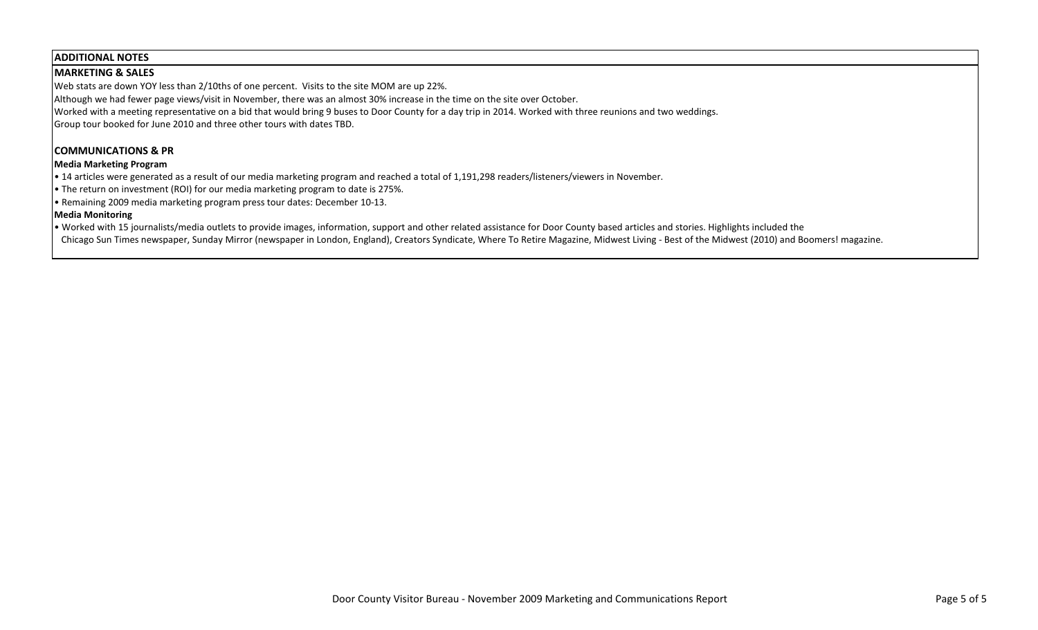## ADDITIONAL NOTES

### MARKETING & SALES

Web stats are down YOY less than 2/10ths of one percent. Visits to the site MOM are up 22%.

Although we had fewer page views/visit in November, there was an almost 30% increase in the time on the site over October.

Worked with a meeting representative on a bid that would bring 9 buses to Door County for a day trip in 2014. Worked with three reunions and two weddings.

Group tour booked for June 2010 and three other tours with dates TBD.

### COMMUNICATIONS & PR

**Media Marketing Program**

- 14 articles were generated as a result of our media marketing program and reached a total of 1,191,298 readers/listeners/viewers in November.
- The return on investment (ROI) for our media marketing program to date is 275%.
- Remaining 2009 media marketing program press tour dates: December 10-13.

**Media Monitoring**

- Worked with 15 journalists/media outlets to provide images, information, support and other related assistance for Door County based articles and stories. Highlights included the Chicago Sun Times newspaper, Sunday Mirror (newspaper in London, England), Creators Syndicate, Where To Retire Magazine, Midwest Living - Best of the Midwest (2010) and Boomers! magazine.